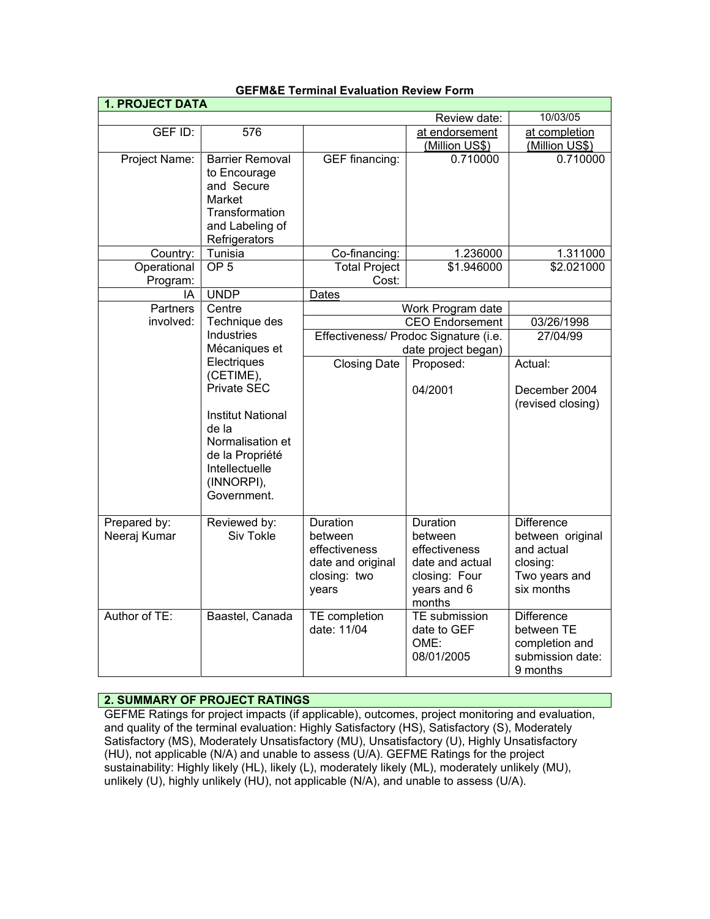**GEFM&E Terminal Evaluation Review Form**

| 1. PROJECT DATA | | | | |
|---|---|---|---|---|
| | | | Review date: | 10/03/05 |
| GEF ID: | 576 | | at endorsement (Million US$) | at completion (Million US$) |
| Project Name: | Barrier Removal to Encourage and Secure Market Transformation and Labeling of Refrigerators | GEF financing: | 0.710000 | 0.710000 |
| Country: | Tunisia | Co-financing: | 1.236000 | 1.311000 |
| Operational Program: | OP 5 | Total Project Cost: | $1.946000 | $2.021000 |
| IA | UNDP | Dates | | |
| Partners involved: | Centre Technique des Industries Mécaniques et Electriques (CETIME), Private SEC<br><br>Institut National de la Normalisation et de la Propriété Intellectuelle (INNORPI), Government. | | Work Program date | |
| | | | CEO Endorsement | 03/26/1998 |
| | | | Effectiveness/ Prodoc Signature (i.e. date project began) | 27/04/99 |
| | | Closing Date | Proposed:<br><br>04/2001 | Actual:<br><br>December 2004 (revised closing) |
| Prepared by:<br>Neeraj Kumar | Reviewed by:<br>Siv Tokle | Duration between effectiveness date and original closing: two years | Duration between effectiveness date and actual closing: Four years and 6 months | Difference between original and actual closing: Two years and six months |
| Author of TE: | Baastel, Canada | TE completion date: 11/04 | TE submission date to GEF OME: 08/01/2005 | Difference between TE completion and submission date: 9 months |

## 2. SUMMARY OF PROJECT RATINGS

GEFME Ratings for project impacts (if applicable), outcomes, project monitoring and evaluation, and quality of the terminal evaluation: Highly Satisfactory (HS), Satisfactory (S), Moderately Satisfactory (MS), Moderately Unsatisfactory (MU), Unsatisfactory (U), Highly Unsatisfactory (HU), not applicable (N/A) and unable to assess (U/A). GEFME Ratings for the project sustainability: Highly likely (HL), likely (L), moderately likely (ML), moderately unlikely (MU), unlikely (U), highly unlikely (HU), not applicable (N/A), and unable to assess (U/A).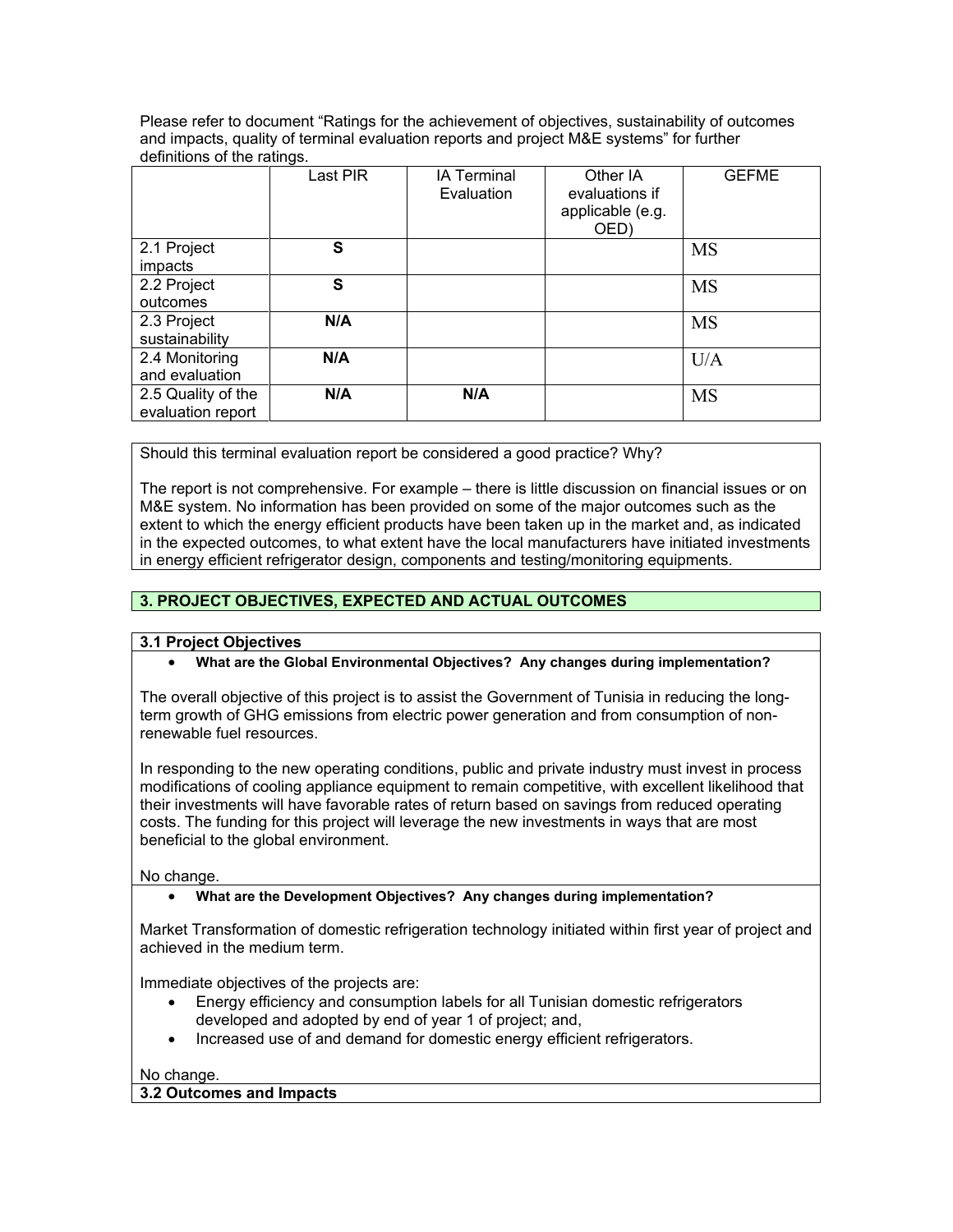Please refer to document "Ratings for the achievement of objectives, sustainability of outcomes and impacts, quality of terminal evaluation reports and project M&E systems" for further definitions of the ratings.

| | Last PIR | IA Terminal Evaluation | Other IA evaluations if applicable (e.g. OED) | GEFME |
|---|---|---|---|---|
| 2.1 Project impacts | **S** | | | MS |
| 2.2 Project outcomes | **S** | | | MS |
| 2.3 Project sustainability | **N/A** | | | MS |
| 2.4 Monitoring and evaluation | **N/A** | | | U/A |
| 2.5 Quality of the evaluation report | **N/A** | **N/A** | | MS |

Should this terminal evaluation report be considered a good practice? Why?

The report is not comprehensive. For example – there is little discussion on financial issues or on M&E system. No information has been provided on some of the major outcomes such as the extent to which the energy efficient products have been taken up in the market and, as indicated in the expected outcomes, to what extent have the local manufacturers have initiated investments in energy efficient refrigerator design, components and testing/monitoring equipments.

## 3. PROJECT OBJECTIVES, EXPECTED AND ACTUAL OUTCOMES

### 3.1 Project Objectives

- **What are the Global Environmental Objectives? Any changes during implementation?**

The overall objective of this project is to assist the Government of Tunisia in reducing the long-term growth of GHG emissions from electric power generation and from consumption of non-renewable fuel resources.

In responding to the new operating conditions, public and private industry must invest in process modifications of cooling appliance equipment to remain competitive, with excellent likelihood that their investments will have favorable rates of return based on savings from reduced operating costs. The funding for this project will leverage the new investments in ways that are most beneficial to the global environment.

No change.

- **What are the Development Objectives? Any changes during implementation?**

Market Transformation of domestic refrigeration technology initiated within first year of project and achieved in the medium term.

Immediate objectives of the projects are:

- Energy efficiency and consumption labels for all Tunisian domestic refrigerators developed and adopted by end of year 1 of project; and,
- Increased use of and demand for domestic energy efficient refrigerators.

No change.

### 3.2 Outcomes and Impacts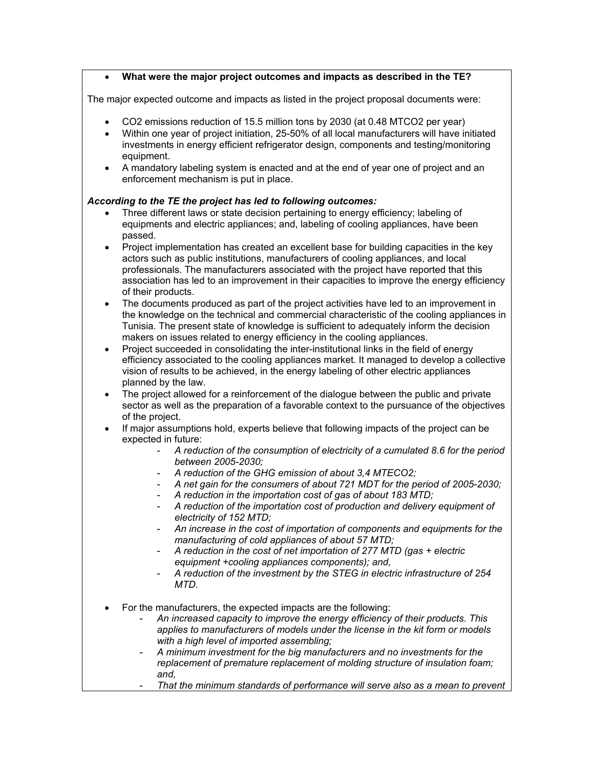- **What were the major project outcomes and impacts as described in the TE?**

The major expected outcome and impacts as listed in the project proposal documents were:

- $CO_2$ emissions reduction of 15.5 million tons by 2030 (at 0.48 $MTCO_2$ per year)
- Within one year of project initiation, 25-50% of all local manufacturers will have initiated investments in energy efficient refrigerator design, components and testing/monitoring equipment.
- A mandatory labeling system is enacted and at the end of year one of project and an enforcement mechanism is put in place.

***According to the TE the project has led to following outcomes:***

- Three different laws or state decision pertaining to energy efficiency; labeling of equipments and electric appliances; and, labeling of cooling appliances, have been passed.
- Project implementation has created an excellent base for building capacities in the key actors such as public institutions, manufacturers of cooling appliances, and local professionals. The manufacturers associated with the project have reported that this association has led to an improvement in their capacities to improve the energy efficiency of their products.
- The documents produced as part of the project activities have led to an improvement in the knowledge on the technical and commercial characteristic of the cooling appliances in Tunisia. The present state of knowledge is sufficient to adequately inform the decision makers on issues related to energy efficiency in the cooling appliances.
- Project succeeded in consolidating the inter-institutional links in the field of energy efficiency associated to the cooling appliances market. It managed to develop a collective vision of results to be achieved, in the energy labeling of other electric appliances planned by the law.
- The project allowed for a reinforcement of the dialogue between the public and private sector as well as the preparation of a favorable context to the pursuance of the objectives of the project.
- If major assumptions hold, experts believe that following impacts of the project can be expected in future:
    - *A reduction of the consumption of electricity of a cumulated 8.6 for the period between 2005-2030;*
    - *A reduction of the GHG emission of about 3,4 MTECO2;*
    - *A net gain for the consumers of about 721 MDT for the period of 2005-2030;*
    - *A reduction in the importation cost of gas of about 183 MTD;*
    - *A reduction of the importation cost of production and delivery equipment of electricity of 152 MTD;*
    - *An increase in the cost of importation of components and equipments for the manufacturing of cold appliances of about 57 MTD;*
    - *A reduction in the cost of net importation of 277 MTD (gas + electric equipment +cooling appliances components); and,*
    - *A reduction of the investment by the STEG in electric infrastructure of 254 MTD.*

- For the manufacturers, the expected impacts are the following:
    - *An increased capacity to improve the energy efficiency of their products. This applies to manufacturers of models under the license in the kit form or models with a high level of imported assembling;*
    - *A minimum investment for the big manufacturers and no investments for the replacement of premature replacement of molding structure of insulation foam; and,*
    - *That the minimum standards of performance will serve also as a mean to prevent*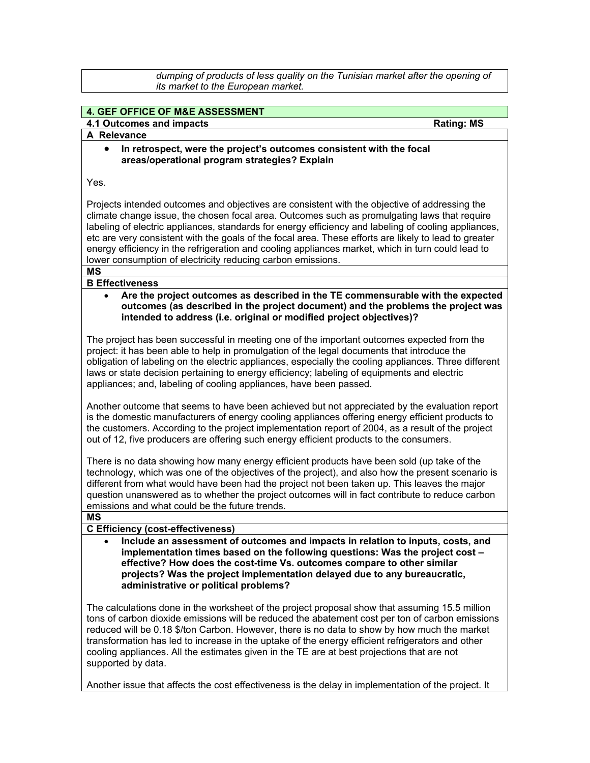*dumping of products of less quality on the Tunisian market after the opening of its market to the European market.*

## 4. GEF OFFICE OF M&E ASSESSMENT

### 4.1 Outcomes and impacts — Rating: MS

**A Relevance**

- **In retrospect, were the project's outcomes consistent with the focal areas/operational program strategies? Explain**

Yes.

Projects intended outcomes and objectives are consistent with the objective of addressing the climate change issue, the chosen focal area. Outcomes such as promulgating laws that require labeling of electric appliances, standards for energy efficiency and labeling of cooling appliances, etc are very consistent with the goals of the focal area. These efforts are likely to lead to greater energy efficiency in the refrigeration and cooling appliances market, which in turn could lead to lower consumption of electricity reducing carbon emissions.

**MS**

**B Effectiveness**

- **Are the project outcomes as described in the TE commensurable with the expected outcomes (as described in the project document) and the problems the project was intended to address (i.e. original or modified project objectives)?**

The project has been successful in meeting one of the important outcomes expected from the project: it has been able to help in promulgation of the legal documents that introduce the obligation of labeling on the electric appliances, especially the cooling appliances. Three different laws or state decision pertaining to energy efficiency; labeling of equipments and electric appliances; and, labeling of cooling appliances, have been passed.

Another outcome that seems to have been achieved but not appreciated by the evaluation report is the domestic manufacturers of energy cooling appliances offering energy efficient products to the customers. According to the project implementation report of 2004, as a result of the project out of 12, five producers are offering such energy efficient products to the consumers.

There is no data showing how many energy efficient products have been sold (up take of the technology, which was one of the objectives of the project), and also how the present scenario is different from what would have been had the project not been taken up. This leaves the major question unanswered as to whether the project outcomes will in fact contribute to reduce carbon emissions and what could be the future trends.

**MS**

**C Efficiency (cost-effectiveness)**

- **Include an assessment of outcomes and impacts in relation to inputs, costs, and implementation times based on the following questions: Was the project cost – effective? How does the cost-time Vs. outcomes compare to other similar projects? Was the project implementation delayed due to any bureaucratic, administrative or political problems?**

The calculations done in the worksheet of the project proposal show that assuming 15.5 million tons of carbon dioxide emissions will be reduced the abatement cost per ton of carbon emissions reduced will be 0.18 $/ton Carbon. However, there is no data to show by how much the market transformation has led to increase in the uptake of the energy efficient refrigerators and other cooling appliances. All the estimates given in the TE are at best projections that are not supported by data.

Another issue that affects the cost effectiveness is the delay in implementation of the project. It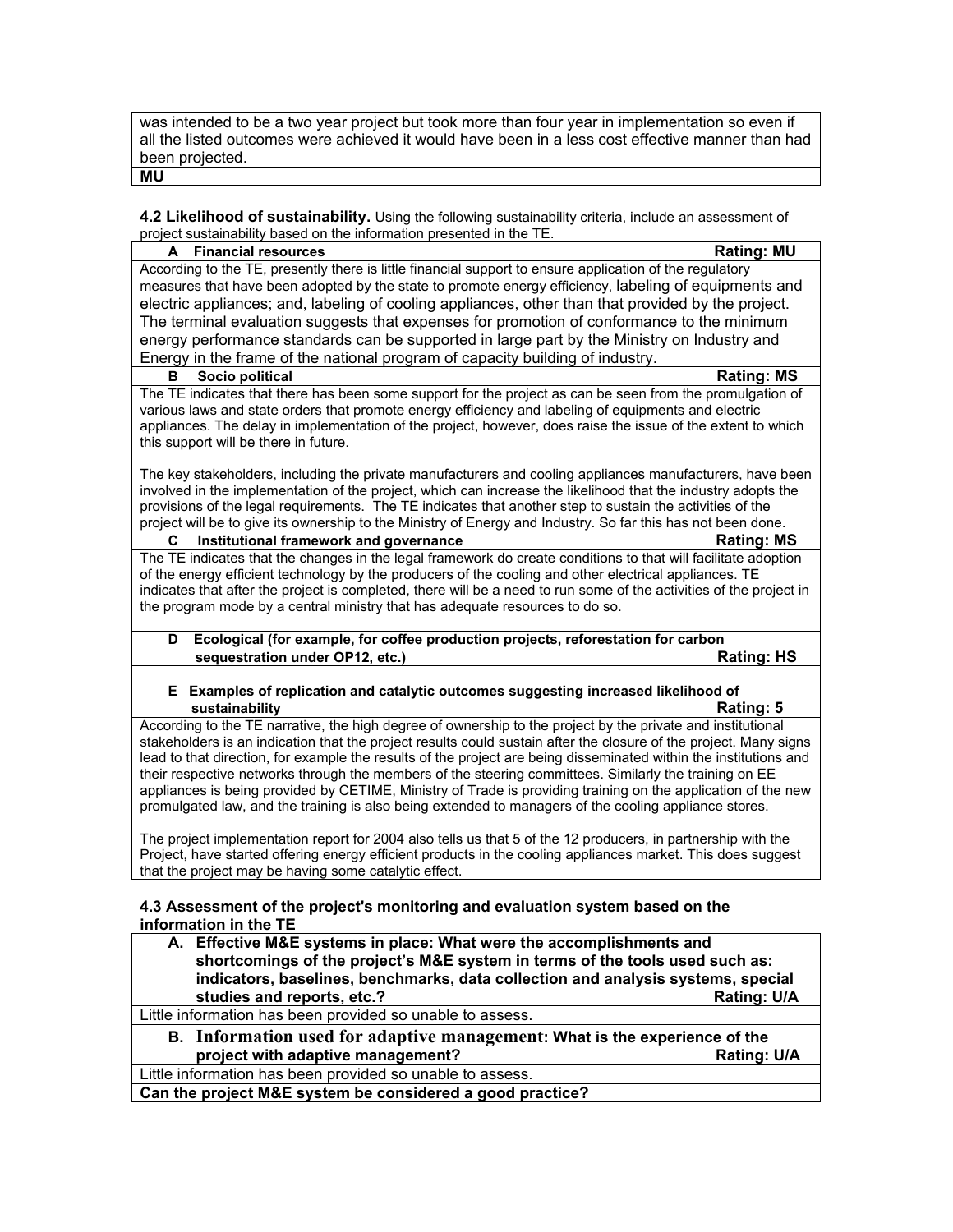was intended to be a two year project but took more than four year in implementation so even if all the listed outcomes were achieved it would have been in a less cost effective manner than had been projected.

**MU**

**4.2 Likelihood of sustainability.** Using the following sustainability criteria, include an assessment of project sustainability based on the information presented in the TE.

| **A Financial resources** | **Rating: MU** |
|---|---|
| According to the TE, presently there is little financial support to ensure application of the regulatory measures that have been adopted by the state to promote energy efficiency, labeling of equipments and electric appliances; and, labeling of cooling appliances, other than that provided by the project. The terminal evaluation suggests that expenses for promotion of conformance to the minimum energy performance standards can be supported in large part by the Ministry on Industry and Energy in the frame of the national program of capacity building of industry. | |
| **B Socio political** | **Rating: MS** |
| The TE indicates that there has been some support for the project as can be seen from the promulgation of various laws and state orders that promote energy efficiency and labeling of equipments and electric appliances. The delay in implementation of the project, however, does raise the issue of the extent to which this support will be there in future.<br><br>The key stakeholders, including the private manufacturers and cooling appliances manufacturers, have been involved in the implementation of the project, which can increase the likelihood that the industry adopts the provisions of the legal requirements. The TE indicates that another step to sustain the activities of the project will be to give its ownership to the Ministry of Energy and Industry. So far this has not been done. | |
| **C Institutional framework and governance** | **Rating: MS** |
| The TE indicates that the changes in the legal framework do create conditions to that will facilitate adoption of the energy efficient technology by the producers of the cooling and other electrical appliances. TE indicates that after the project is completed, there will be a need to run some of the activities of the project in the program mode by a central ministry that has adequate resources to do so. | |
| **D Ecological (for example, for coffee production projects, reforestation for carbon sequestration under OP12, etc.)** | **Rating: HS** |
| | |
| **E Examples of replication and catalytic outcomes suggesting increased likelihood of sustainability** | **Rating: 5** |
| According to the TE narrative, the high degree of ownership to the project by the private and institutional stakeholders is an indication that the project results could sustain after the closure of the project. Many signs lead to that direction, for example the results of the project are being disseminated within the institutions and their respective networks through the members of the steering committees. Similarly the training on EE appliances is being provided by CETIME, Ministry of Trade is providing training on the application of the new promulgated law, and the training is also being extended to managers of the cooling appliance stores.<br><br>The project implementation report for 2004 also tells us that 5 of the 12 producers, in partnership with the Project, have started offering energy efficient products in the cooling appliances market. This does suggest that the project may be having some catalytic effect. | |

**4.3 Assessment of the project's monitoring and evaluation system based on the information in the TE**

| **A. Effective M&E systems in place: What were the accomplishments and shortcomings of the project's M&E system in terms of the tools used such as: indicators, baselines, benchmarks, data collection and analysis systems, special studies and reports, etc.?** | **Rating: U/A** |
|---|---|
| Little information has been provided so unable to assess. | |
| **B. Information used for adaptive management: What is the experience of the project with adaptive management?** | **Rating: U/A** |
| Little information has been provided so unable to assess. | |
| **Can the project M&E system be considered a good practice?** | |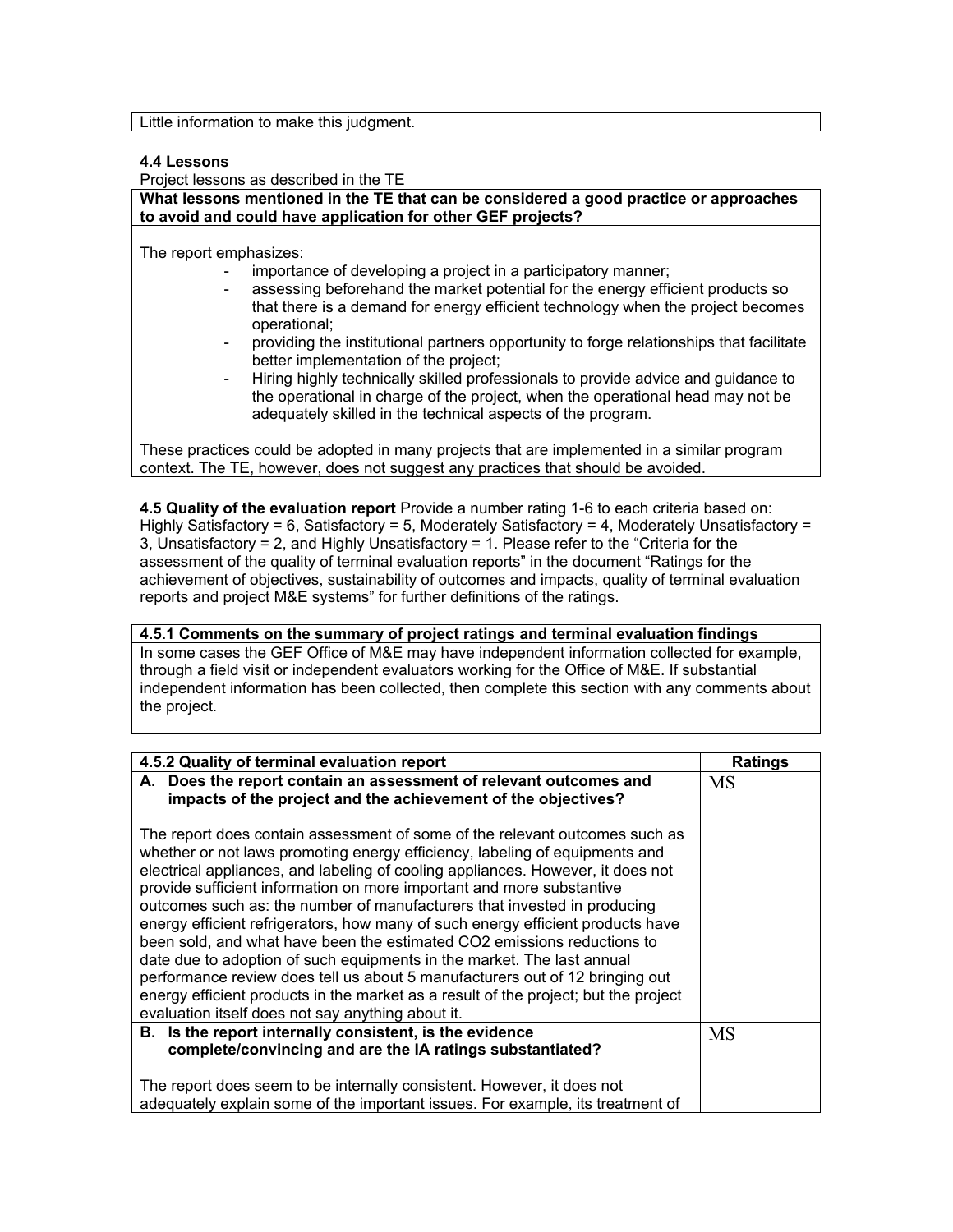| Little information to make this judgment. |
|---|

**4.4 Lessons**

Project lessons as described in the TE

**What lessons mentioned in the TE that can be considered a good practice or approaches to avoid and could have application for other GEF projects?**

The report emphasizes:

- importance of developing a project in a participatory manner;
- assessing beforehand the market potential for the energy efficient products so that there is a demand for energy efficient technology when the project becomes operational;
- providing the institutional partners opportunity to forge relationships that facilitate better implementation of the project;
- Hiring highly technically skilled professionals to provide advice and guidance to the operational in charge of the project, when the operational head may not be adequately skilled in the technical aspects of the program.

These practices could be adopted in many projects that are implemented in a similar program context. The TE, however, does not suggest any practices that should be avoided.

**4.5 Quality of the evaluation report** Provide a number rating 1-6 to each criteria based on: Highly Satisfactory = 6, Satisfactory = 5, Moderately Satisfactory = 4, Moderately Unsatisfactory = 3, Unsatisfactory = 2, and Highly Unsatisfactory = 1. Please refer to the "Criteria for the assessment of the quality of terminal evaluation reports" in the document "Ratings for the achievement of objectives, sustainability of outcomes and impacts, quality of terminal evaluation reports and project M&E systems" for further definitions of the ratings.

| **4.5.1 Comments on the summary of project ratings and terminal evaluation findings** |
|---|
| In some cases the GEF Office of M&E may have independent information collected for example, through a field visit or independent evaluators working for the Office of M&E. If substantial independent information has been collected, then complete this section with any comments about the project. |
| |

| **4.5.2 Quality of terminal evaluation report** | **Ratings** |
|---|---|
| **A. Does the report contain an assessment of relevant outcomes and impacts of the project and the achievement of the objectives?**<br><br>The report does contain assessment of some of the relevant outcomes such as whether or not laws promoting energy efficiency, labeling of equipments and electrical appliances, and labeling of cooling appliances. However, it does not provide sufficient information on more important and more substantive outcomes such as: the number of manufacturers that invested in producing energy efficient refrigerators, how many of such energy efficient products have been sold, and what have been the estimated CO2 emissions reductions to date due to adoption of such equipments in the market. The last annual performance review does tell us about 5 manufacturers out of 12 bringing out energy efficient products in the market as a result of the project; but the project evaluation itself does not say anything about it. | MS |
| **B. Is the report internally consistent, is the evidence complete/convincing and are the IA ratings substantiated?**<br><br>The report does seem to be internally consistent. However, it does not adequately explain some of the important issues. For example, its treatment of | MS |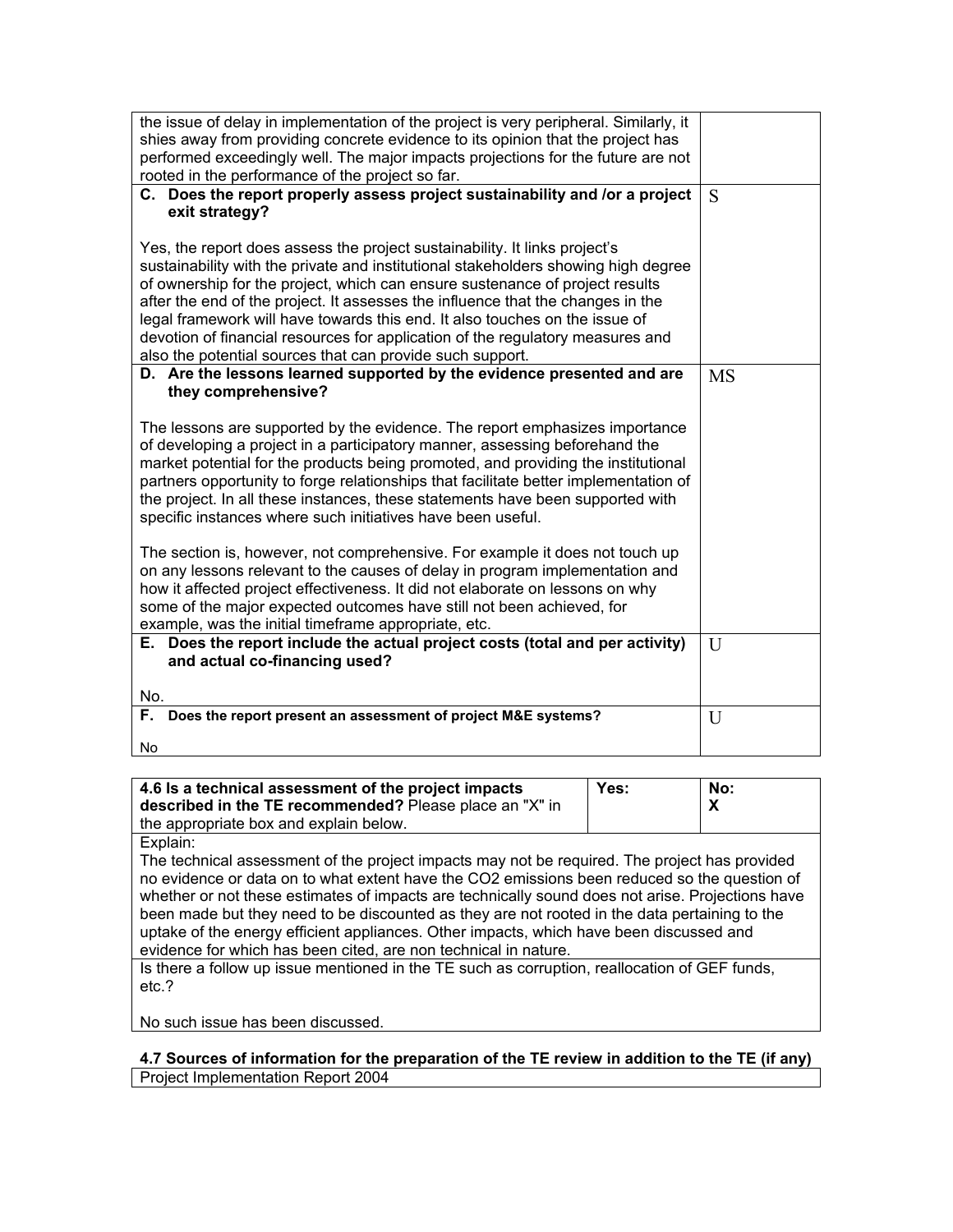| | |
|---|---|
| the issue of delay in implementation of the project is very peripheral. Similarly, it shies away from providing concrete evidence to its opinion that the project has performed exceedingly well. The major impacts projections for the future are not rooted in the performance of the project so far. | |
| **C. Does the report properly assess project sustainability and /or a project exit strategy?**<br><br>Yes, the report does assess the project sustainability. It links project's sustainability with the private and institutional stakeholders showing high degree of ownership for the project, which can ensure sustenance of project results after the end of the project. It assesses the influence that the changes in the legal framework will have towards this end. It also touches on the issue of devotion of financial resources for application of the regulatory measures and also the potential sources that can provide such support. | S |
| **D. Are the lessons learned supported by the evidence presented and are they comprehensive?**<br><br>The lessons are supported by the evidence. The report emphasizes importance of developing a project in a participatory manner, assessing beforehand the market potential for the products being promoted, and providing the institutional partners opportunity to forge relationships that facilitate better implementation of the project. In all these instances, these statements have been supported with specific instances where such initiatives have been useful.<br><br>The section is, however, not comprehensive. For example it does not touch up on any lessons relevant to the causes of delay in program implementation and how it affected project effectiveness. It did not elaborate on lessons on why some of the major expected outcomes have still not been achieved, for example, was the initial timeframe appropriate, etc. | MS |
| **E. Does the report include the actual project costs (total and per activity) and actual co-financing used?**<br><br>No. | U |
| **F. Does the report present an assessment of project M&E systems?**<br><br>No | U |

| | | |
|---|---|---|
| **4.6 Is a technical assessment of the project impacts described in the TE recommended?** Please place an "X" in the appropriate box and explain below. | **Yes:** | **No:**<br>**X** |
| Explain:<br>The technical assessment of the project impacts may not be required. The project has provided no evidence or data on to what extent have the $CO_2$ emissions been reduced so the question of whether or not these estimates of impacts are technically sound does not arise. Projections have been made but they need to be discounted as they are not rooted in the data pertaining to the uptake of the energy efficient appliances. Other impacts, which have been discussed and evidence for which has been cited, are non technical in nature. | | |
| Is there a follow up issue mentioned in the TE such as corruption, reallocation of GEF funds, etc.?<br><br>No such issue has been discussed. | | |

**4.7 Sources of information for the preparation of the TE review in addition to the TE (if any)**

Project Implementation Report 2004